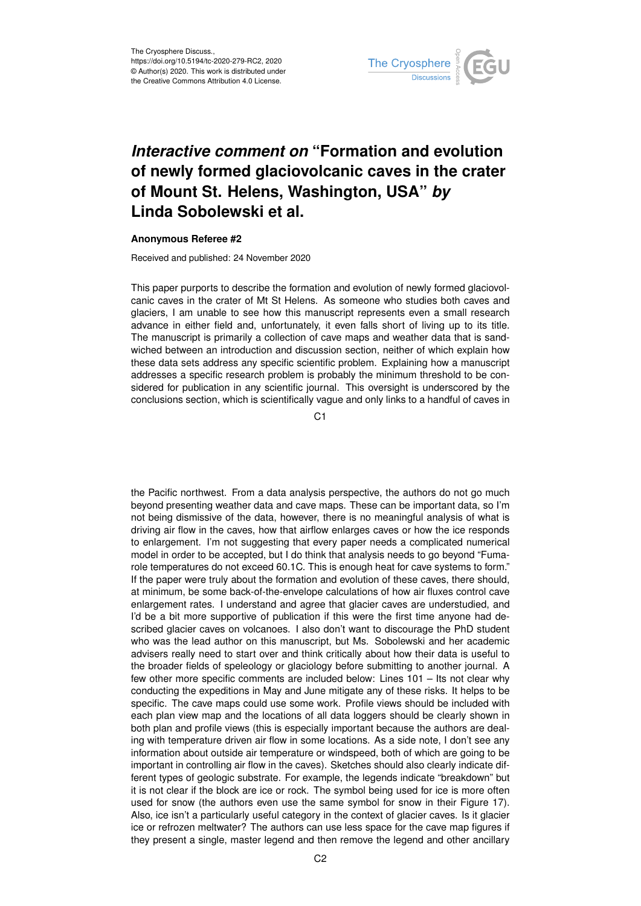# *Interactive comment on* "Formation and evolution of newly formed glaciovolcanic caves in the crater of Mount St. Helens, Washington, USA" *by* Linda Sobolewski et al.

**Anonymous Referee #2**

Received and published: 24 November 2020

This paper purports to describe the formation and evolution of newly formed glaciovolcanic caves in the crater of Mt St Helens. As someone who studies both caves and glaciers, I am unable to see how this manuscript represents even a small research advance in either field and, unfortunately, it even falls short of living up to its title. The manuscript is primarily a collection of cave maps and weather data that is sandwiched between an introduction and discussion section, neither of which explain how these data sets address any specific scientific problem. Explaining how a manuscript addresses a specific research problem is probably the minimum threshold to be considered for publication in any scientific journal. This oversight is underscored by the conclusions section, which is scientifically vague and only links to a handful of caves in the Pacific northwest. From a data analysis perspective, the authors do not go much beyond presenting weather data and cave maps. These can be important data, so I'm not being dismissive of the data, however, there is no meaningful analysis of what is driving air flow in the caves, how that airflow enlarges caves or how the ice responds to enlargement. I'm not suggesting that every paper needs a complicated numerical model in order to be accepted, but I do think that analysis needs to go beyond "Fumarole temperatures do not exceed 60.1C. This is enough heat for cave systems to form." If the paper were truly about the formation and evolution of these caves, there should, at minimum, be some back-of-the-envelope calculations of how air fluxes control cave enlargement rates. I understand and agree that glacier caves are understudied, and I'd be a bit more supportive of publication if this were the first time anyone had described glacier caves on volcanoes. I also don't want to discourage the PhD student who was the lead author on this manuscript, but Ms. Sobolewski and her academic advisers really need to start over and think critically about how their data is useful to the broader fields of speleology or glaciology before submitting to another journal. A few other more specific comments are included below: Lines 101 – Its not clear why conducting the expeditions in May and June mitigate any of these risks. It helps to be specific. The cave maps could use some work. Profile views should be included with each plan view map and the locations of all data loggers should be clearly shown in both plan and profile views (this is especially important because the authors are dealing with temperature driven air flow in some locations. As a side note, I don't see any information about outside air temperature or windspeed, both of which are going to be important in controlling air flow in the caves). Sketches should also clearly indicate different types of geologic substrate. For example, the legends indicate "breakdown" but it is not clear if the block are ice or rock. The symbol being used for ice is more often used for snow (the authors even use the same symbol for snow in their Figure 17). Also, ice isn't a particularly useful category in the context of glacier caves. Is it glacier ice or refrozen meltwater? The authors can use less space for the cave map figures if they present a single, master legend and then remove the legend and other ancillary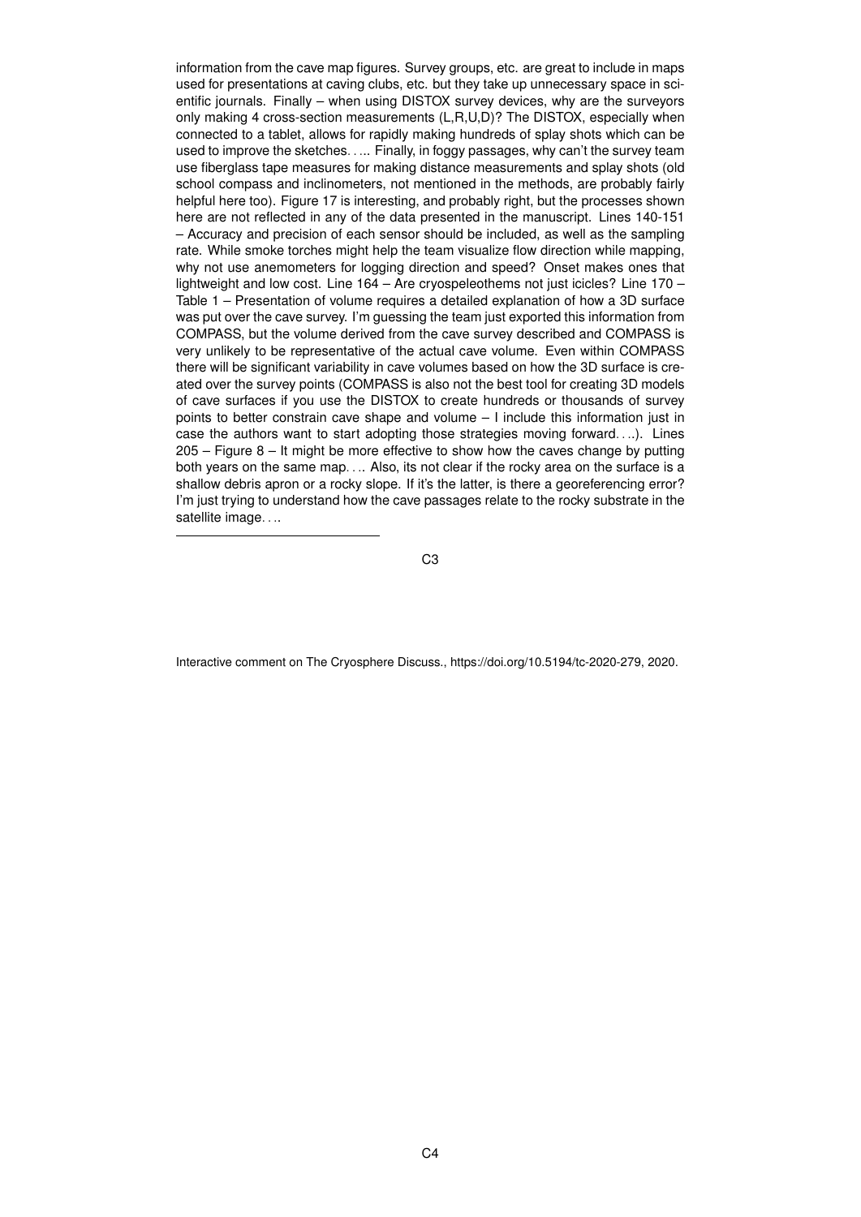information from the cave map figures. Survey groups, etc. are great to include in maps used for presentations at caving clubs, etc. but they take up unnecessary space in scientific journals. Finally – when using DISTOX survey devices, why are the surveyors only making 4 cross-section measurements (L,R,U,D)? The DISTOX, especially when connected to a tablet, allows for rapidly making hundreds of splay shots which can be used to improve the sketches. …. Finally, in foggy passages, why can't the survey team use fiberglass tape measures for making distance measurements and splay shots (old school compass and inclinometers, not mentioned in the methods, are probably fairly helpful here too). Figure 17 is interesting, and probably right, but the processes shown here are not reflected in any of the data presented in the manuscript. Lines 140-151 – Accuracy and precision of each sensor should be included, as well as the sampling rate. While smoke torches might help the team visualize flow direction while mapping, why not use anemometers for logging direction and speed? Onset makes ones that lightweight and low cost. Line 164 – Are cryospeleothems not just icicles? Line 170 – Table 1 – Presentation of volume requires a detailed explanation of how a 3D surface was put over the cave survey. I'm guessing the team just exported this information from COMPASS, but the volume derived from the cave survey described and COMPASS is very unlikely to be representative of the actual cave volume. Even within COMPASS there will be significant variability in cave volumes based on how the 3D surface is created over the survey points (COMPASS is also not the best tool for creating 3D models of cave surfaces if you use the DISTOX to create hundreds or thousands of survey points to better constrain cave shape and volume – I include this information just in case the authors want to start adopting those strategies moving forward….). Lines 205 – Figure 8 – It might be more effective to show how the caves change by putting both years on the same map…. Also, its not clear if the rocky area on the surface is a shallow debris apron or a rocky slope. If it's the latter, is there a georeferencing error? I'm just trying to understand how the cave passages relate to the rocky substrate in the satellite image….

---

Interactive comment on The Cryosphere Discuss., https://doi.org/10.5194/tc-2020-279, 2020.